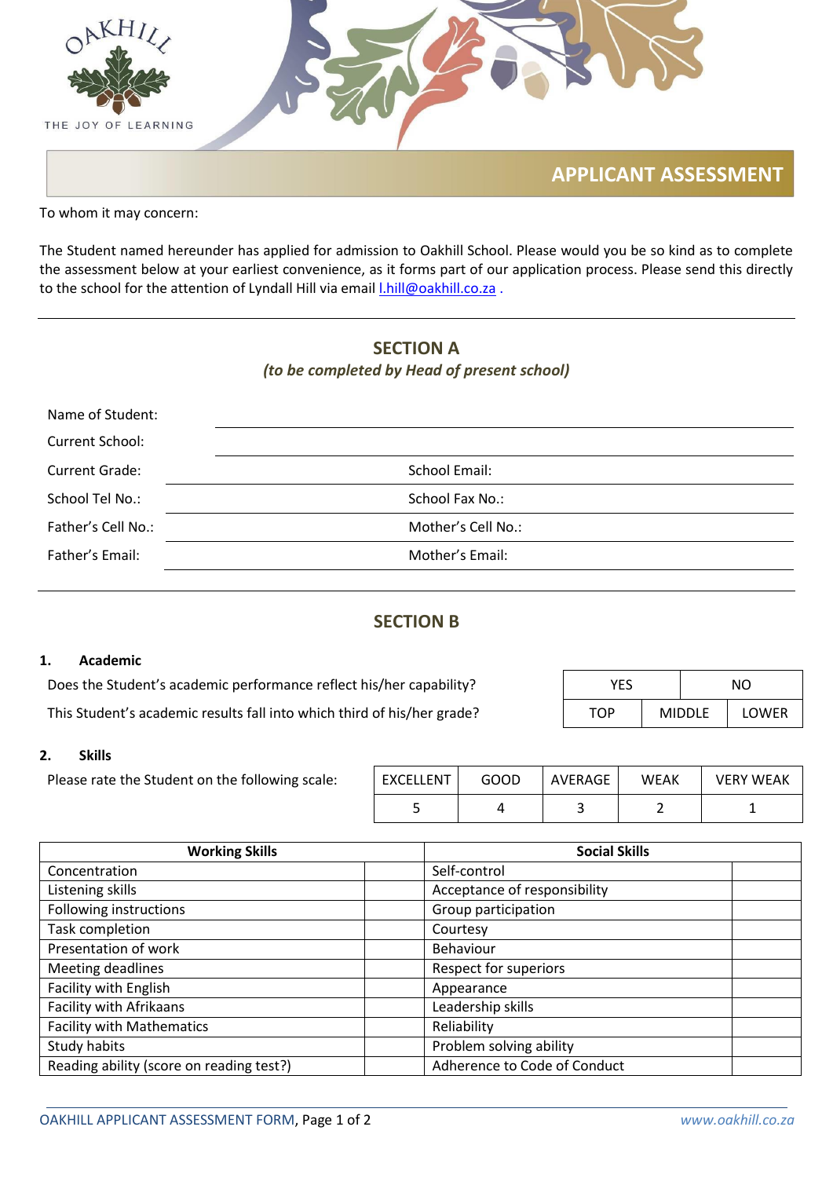OAKHILL

THE JOY OF LEARNING

# APPLICANT ASSESSMENT

To whom it may concern:

The Student named hereunder has applied for admission to Oakhill School. Please would you be so kind as to complete the assessment below at your earliest convenience, as it forms part of our application process. Please send this directly to the school for the attention of Lyndall Hill via email l.hill@oakhill.co.za .

---

## SECTION A

*(to be completed by Head of present school)*

Name of Student: ______________________________

Current School: ______________________________

Current Grade: ______________ School Email: ______________

School Tel No.: ______________ School Fax No.: ______________

Father's Cell No.: ______________ Mother's Cell No.: ______________

Father's Email: ______________ Mother's Email: ______________

---

## SECTION B

### 1. Academic

| Question | | | |
|---|---|---|---|
| Does the Student's academic performance reflect his/her capability? | YES | | NO |
| This Student's academic results fall into which third of his/her grade? | TOP | MIDDLE | LOWER |

### 2. Skills

Please rate the Student on the following scale:

| EXCELLENT | GOOD | AVERAGE | WEAK | VERY WEAK |
|---|---|---|---|---|
| 5 | 4 | 3 | 2 | 1 |

| Working Skills | | Social Skills | |
|---|---|---|---|
| Concentration | | Self-control | |
| Listening skills | | Acceptance of responsibility | |
| Following instructions | | Group participation | |
| Task completion | | Courtesy | |
| Presentation of work | | Behaviour | |
| Meeting deadlines | | Respect for superiors | |
| Facility with English | | Appearance | |
| Facility with Afrikaans | | Leadership skills | |
| Facility with Mathematics | | Reliability | |
| Study habits | | Problem solving ability | |
| Reading ability (score on reading test?) | | Adherence to Code of Conduct | |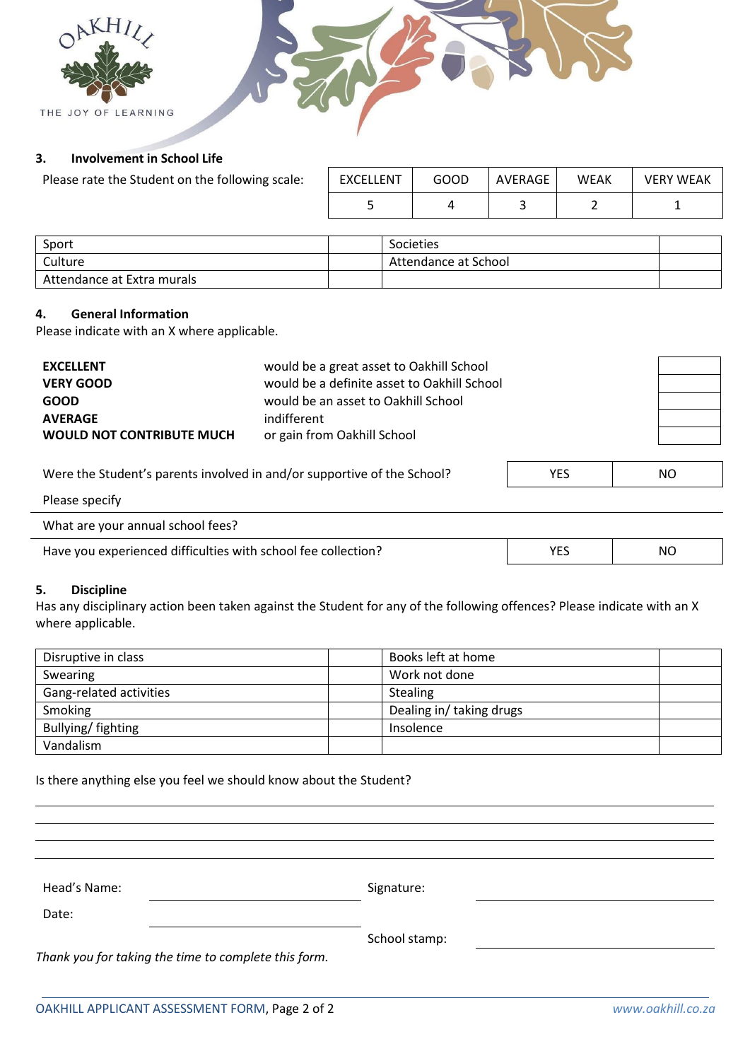OAKHILL

THE JOY OF LEARNING

### 3. Involvement in School Life

Please rate the Student on the following scale:

| EXCELLENT | GOOD | AVERAGE | WEAK | VERY WEAK |
|---|---|---|---|---|
| 5 | 4 | 3 | 2 | 1 |

| | | | |
|---|---|---|---|
| Sport | | Societies | |
| Culture | | Attendance at School | |
| Attendance at Extra murals | | | |

### 4. General Information

Please indicate with an X where applicable.

| | | |
|---|---|---|
| **EXCELLENT** | would be a great asset to Oakhill School | |
| **VERY GOOD** | would be a definite asset to Oakhill School | |
| **GOOD** | would be an asset to Oakhill School | |
| **AVERAGE** | indifferent | |
| **WOULD NOT CONTRIBUTE MUCH** | or gain from Oakhill School | |

| | | |
|---|---|---|
| Were the Student's parents involved in and/or supportive of the School? | YES | NO |

Please specify

What are your annual school fees?

| | | |
|---|---|---|
| Have you experienced difficulties with school fee collection? | YES | NO |

### 5. Discipline

Has any disciplinary action been taken against the Student for any of the following offences? Please indicate with an X where applicable.

| | | | |
|---|---|---|---|
| Disruptive in class | | Books left at home | |
| Swearing | | Work not done | |
| Gang-related activities | | Stealing | |
| Smoking | | Dealing in/ taking drugs | |
| Bullying/ fighting | | Insolence | |
| Vandalism | | | |

Is there anything else you feel we should know about the Student?

Head's Name: ______________________ Signature: ______________________

Date: ______________________

School stamp: ______________________

*Thank you for taking the time to complete this form.*